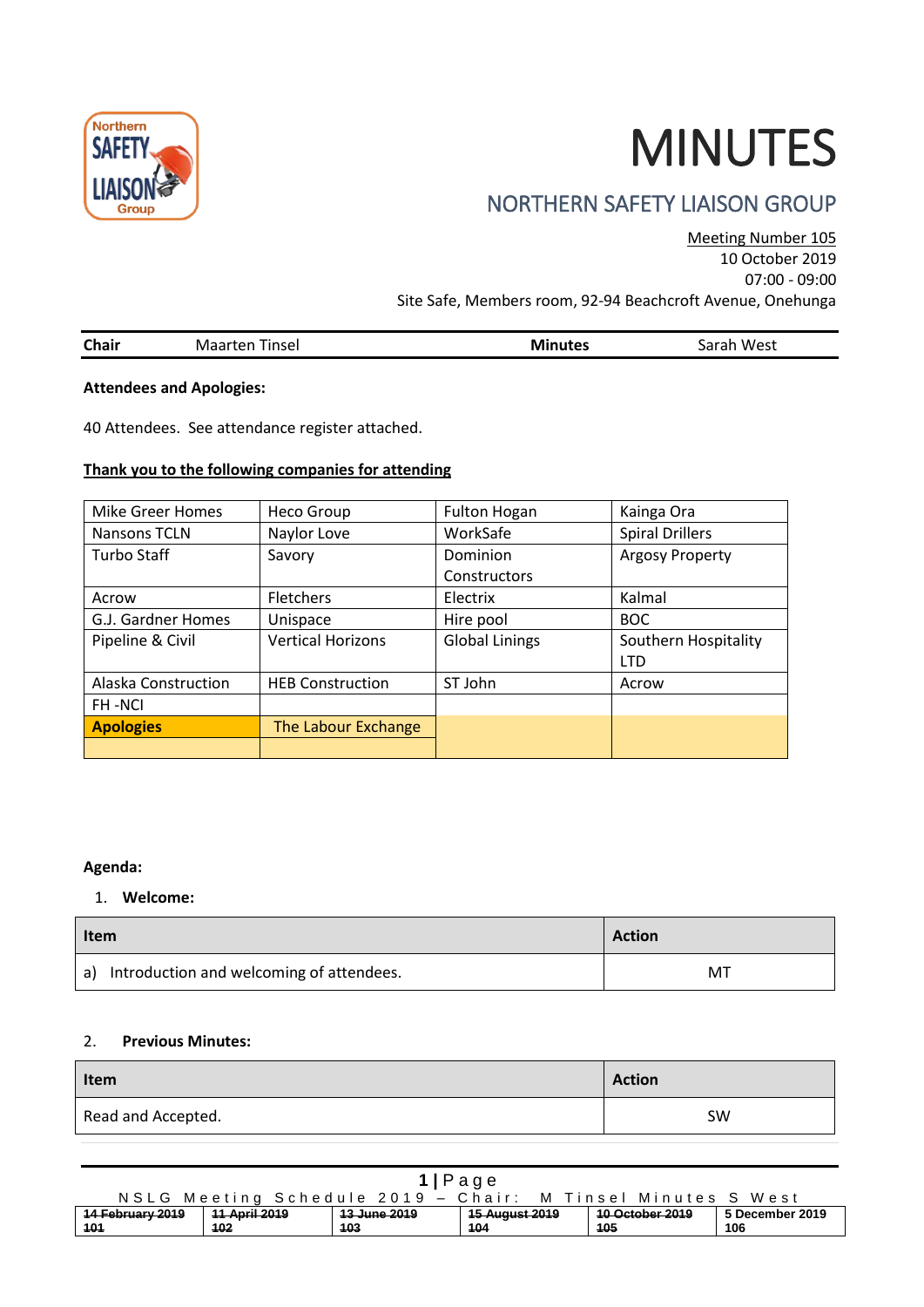# MINUTES

## NORTHERN SAFETY LIAISON GROUP

Meeting Number 105
10 October 2019
07:00 - 09:00
Site Safe, Members room, 92-94 Beachcroft Avenue, Onehunga

| **Chair** | Maarten Tinsel | **Minutes** | Sarah West |
|---|---|---|---|

**Attendees and Apologies:**

40 Attendees. See attendance register attached.

**Thank you to the following companies for attending**

| | | | |
|---|---|---|---|
| Mike Greer Homes | Heco Group | Fulton Hogan | Kainga Ora |
| Nansons TCLN | Naylor Love | WorkSafe | Spiral Drillers |
| Turbo Staff | Savory | Dominion Constructors | Argosy Property |
| Acrow | Fletchers | Electrix | Kalmal |
| G.J. Gardner Homes | Unispace | Hire pool | BOC |
| Pipeline & Civil | Vertical Horizons | Global Linings | Southern Hospitality LTD |
| Alaska Construction | HEB Construction | ST John | Acrow |
| FH -NCI | | | |
| **Apologies** | The Labour Exchange | | |
| | | | |

**Agenda:**

1. **Welcome:**

| Item | Action |
|---|---|
| a) Introduction and welcoming of attendees. | MT |

2. **Previous Minutes:**

| Item | Action |
|---|---|
| Read and Accepted. | SW |

NSLG Meeting Schedule 2019 – Chair: M Tinsel Minutes S West

| ~~14 February 2019 101~~ | ~~11 April 2019 102~~ | ~~13 June 2019 103~~ | ~~15 August 2019 104~~ | ~~10 October 2019 105~~ | 5 December 2019 106 |
|---|---|---|---|---|---|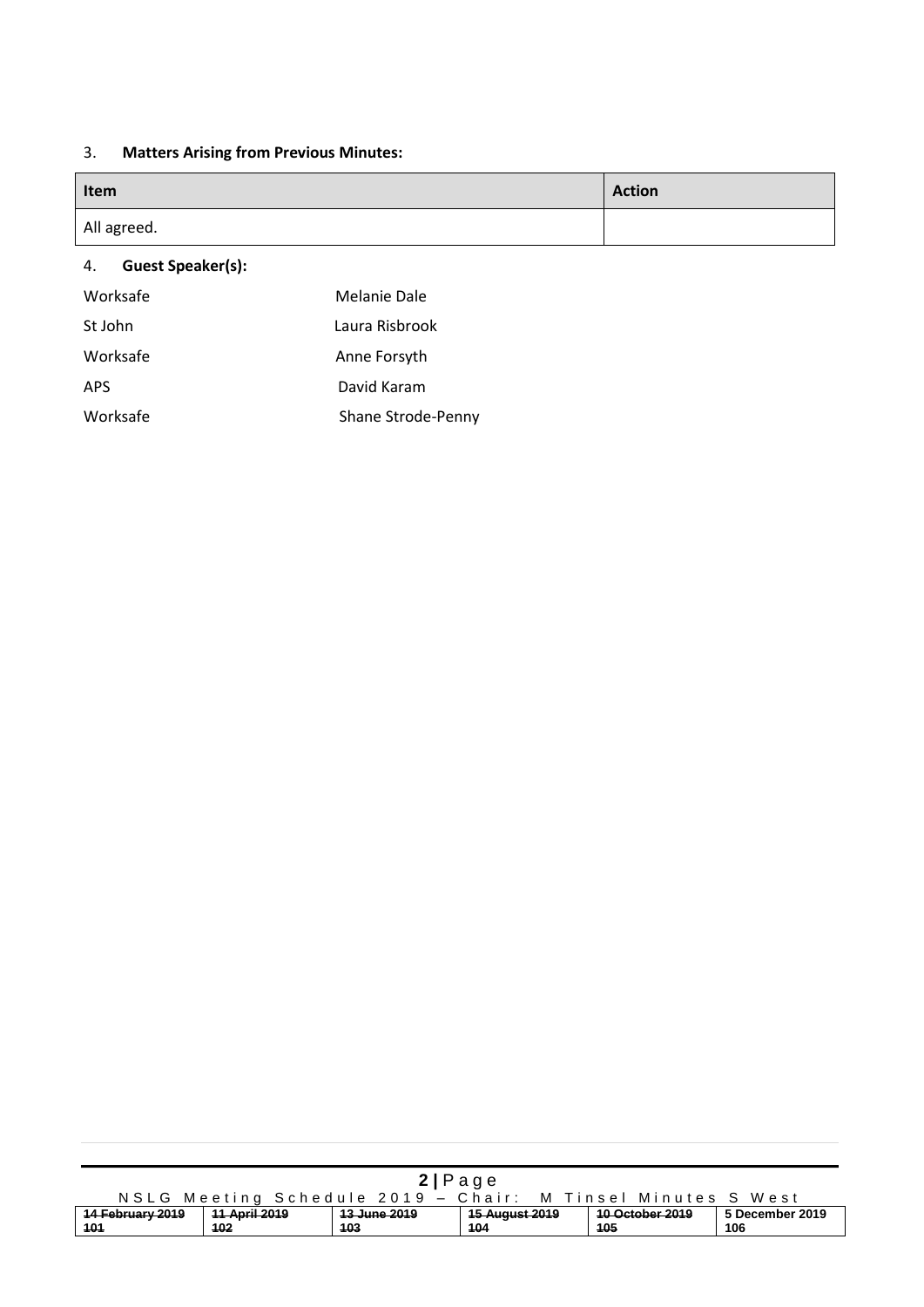3. **Matters Arising from Previous Minutes:**

| Item | Action |
| --- | --- |
| All agreed. | |

4. **Guest Speaker(s):**

| | |
| --- | --- |
| Worksafe | Melanie Dale |
| St John | Laura Risbrook |
| Worksafe | Anne Forsyth |
| APS | David Karam |
| Worksafe | Shane Strode-Penny |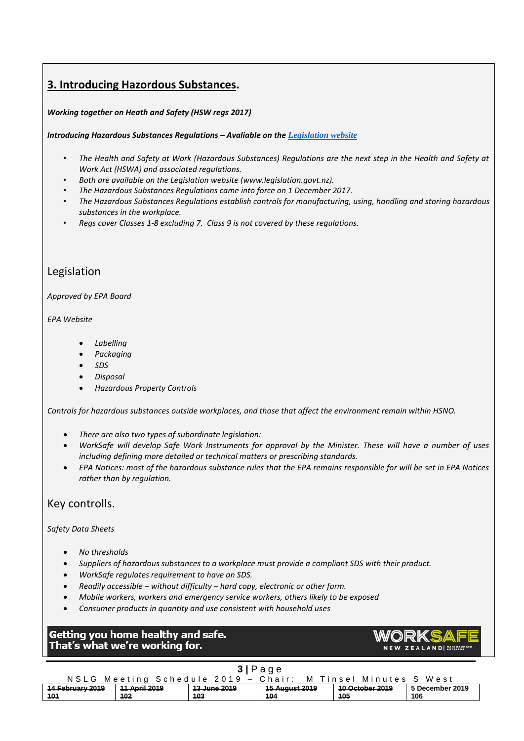## 3. Introducing Hazordous Substances.

***Working together on Heath and Safety (HSW regs 2017)***

***Introducing Hazardous Substances Regulations – Avaliable on the [Legislation website](http://www.legislation.govt.nz)***

- *The Health and Safety at Work (Hazardous Substances) Regulations are the next step in the Health and Safety at Work Act (HSWA) and associated regulations.*
- *Both are available on the Legislation website (www.legislation.govt.nz).*
- *The Hazardous Substances Regulations came into force on 1 December 2017.*
- *The Hazardous Substances Regulations establish controls for manufacturing, using, handling and storing hazardous substances in the workplace.*
- *Regs cover Classes 1-8 excluding 7. Class 9 is not covered by these regulations.*

### Legislation

*Approved by EPA Board*

*EPA Website*

- *Labelling*
- *Packaging*
- *SDS*
- *Disposal*
- *Hazardous Property Controls*

*Controls for hazardous substances outside workplaces, and those that affect the environment remain within HSNO.*

- *There are also two types of subordinate legislation:*
- *WorkSafe will develop Safe Work Instruments for approval by the Minister. These will have a number of uses including defining more detailed or technical matters or prescribing standards.*
- *EPA Notices: most of the hazardous substance rules that the EPA remains responsible for will be set in EPA Notices rather than by regulation.*

### Key controlls.

*Safety Data Sheets*

- *No thresholds*
- *Suppliers of hazardous substances to a workplace must provide a compliant SDS with their product.*
- *WorkSafe regulates requirement to have an SDS.*
- *Readily accessible – without difficulty – hard copy, electronic or other form.*
- *Mobile workers, workers and emergency service workers, others likely to be exposed*
- *Consumer products in quantity and use consistent with household uses*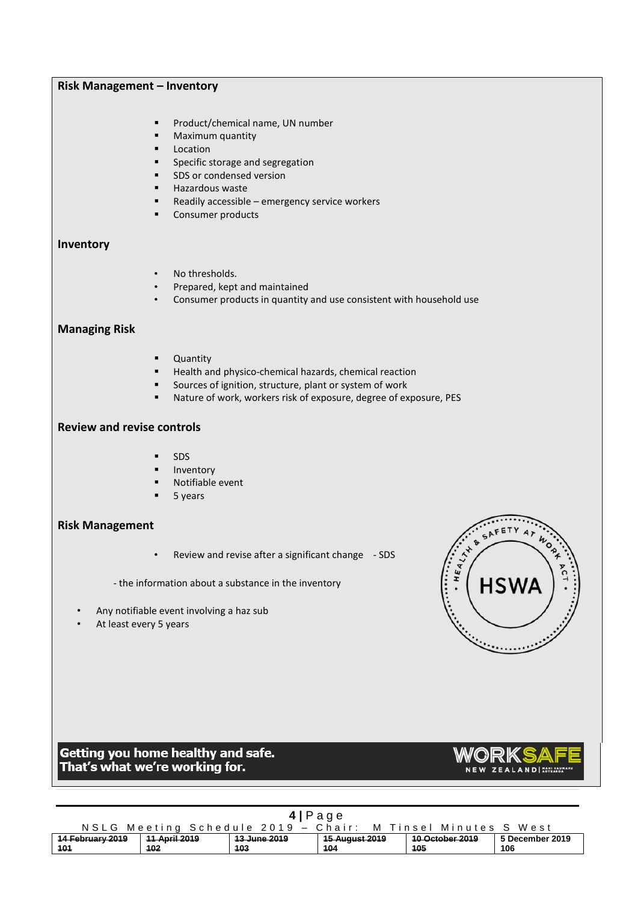## Risk Management – Inventory

- Product/chemical name, UN number
- Maximum quantity
- Location
- Specific storage and segregation
- SDS or condensed version
- Hazardous waste
- Readily accessible – emergency service workers
- Consumer products

## Inventory

- No thresholds.
- Prepared, kept and maintained
- Consumer products in quantity and use consistent with household use

## Managing Risk

- Quantity
- Health and physico-chemical hazards, chemical reaction
- Sources of ignition, structure, plant or system of work
- Nature of work, workers risk of exposure, degree of exposure, PES

## Review and revise controls

- SDS
- Inventory
- Notifiable event
- 5 years

## Risk Management

- Review and revise after a significant change - SDS

- the information about a substance in the inventory

- Any notifiable event involving a haz sub
- At least every 5 years

Getting you home healthy and safe.
That's what we're working for.

WORKSAFE NEW ZEALAND

| ~~14 February 2019 101~~ | ~~11 April 2019 102~~ | ~~13 June 2019 103~~ | ~~15 August 2019 104~~ | ~~10 October 2019 105~~ | 5 December 2019 106 |
|---|---|---|---|---|---|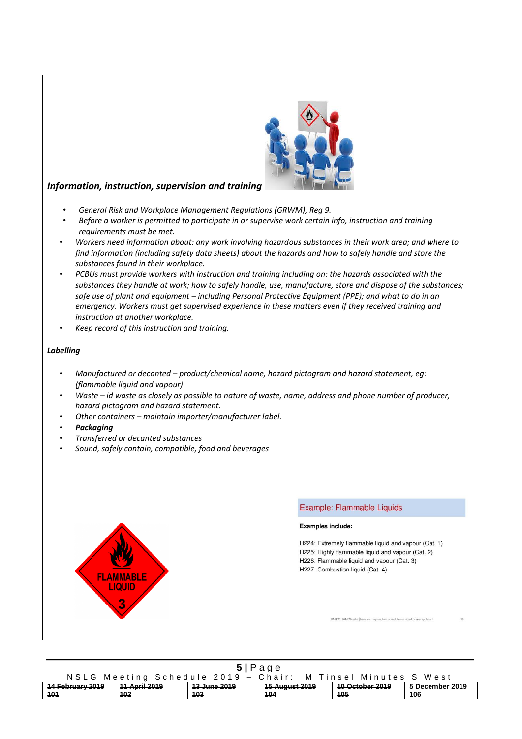***Information, instruction, supervision and training***

- *General Risk and Workplace Management Regulations (GRWM), Reg 9.*
- *Before a worker is permitted to participate in or supervise work certain info, instruction and training requirements must be met.*
- *Workers need information about: any work involving hazardous substances in their work area; and where to find information (including safety data sheets) about the hazards and how to safely handle and store the substances found in their workplace.*
- *PCBUs must provide workers with instruction and training including on: the hazards associated with the substances they handle at work; how to safely handle, use, manufacture, store and dispose of the substances; safe use of plant and equipment – including Personal Protective Equipment (PPE); and what to do in an emergency. Workers must get supervised experience in these matters even if they received training and instruction at another workplace.*
- *Keep record of this instruction and training.*

***Labelling***

- *Manufactured or decanted – product/chemical name, hazard pictogram and hazard statement, eg: (flammable liquid and vapour)*
- *Waste – id waste as closely as possible to nature of waste, name, address and phone number of producer, hazard pictogram and hazard statement.*
- *Other containers – maintain importer/manufacturer label.*
- ***Packaging***
- *Transferred or decanted substances*
- *Sound, safely contain, compatible, food and beverages*

FLAMMABLE LIQUID 3

Example: Flammable Liquids

**Examples include:**

H224: Extremely flammable liquid and vapour (Cat. 1)
H225: Highly flammable liquid and vapour (Cat. 2)
H226: Flammable liquid and vapour (Cat. 3)
H227: Combustion liquid (Cat. 4)

NSLG Meeting Schedule 2019 – Chair: M Tinsel Minutes S West

| ~~14 February 2019~~ | ~~11 April 2019~~ | ~~13 June 2019~~ | ~~15 August 2019~~ | ~~10 October 2019~~ | 5 December 2019 |
|---|---|---|---|---|---|
| ~~101~~ | ~~102~~ | ~~103~~ | ~~104~~ | ~~105~~ | 106 |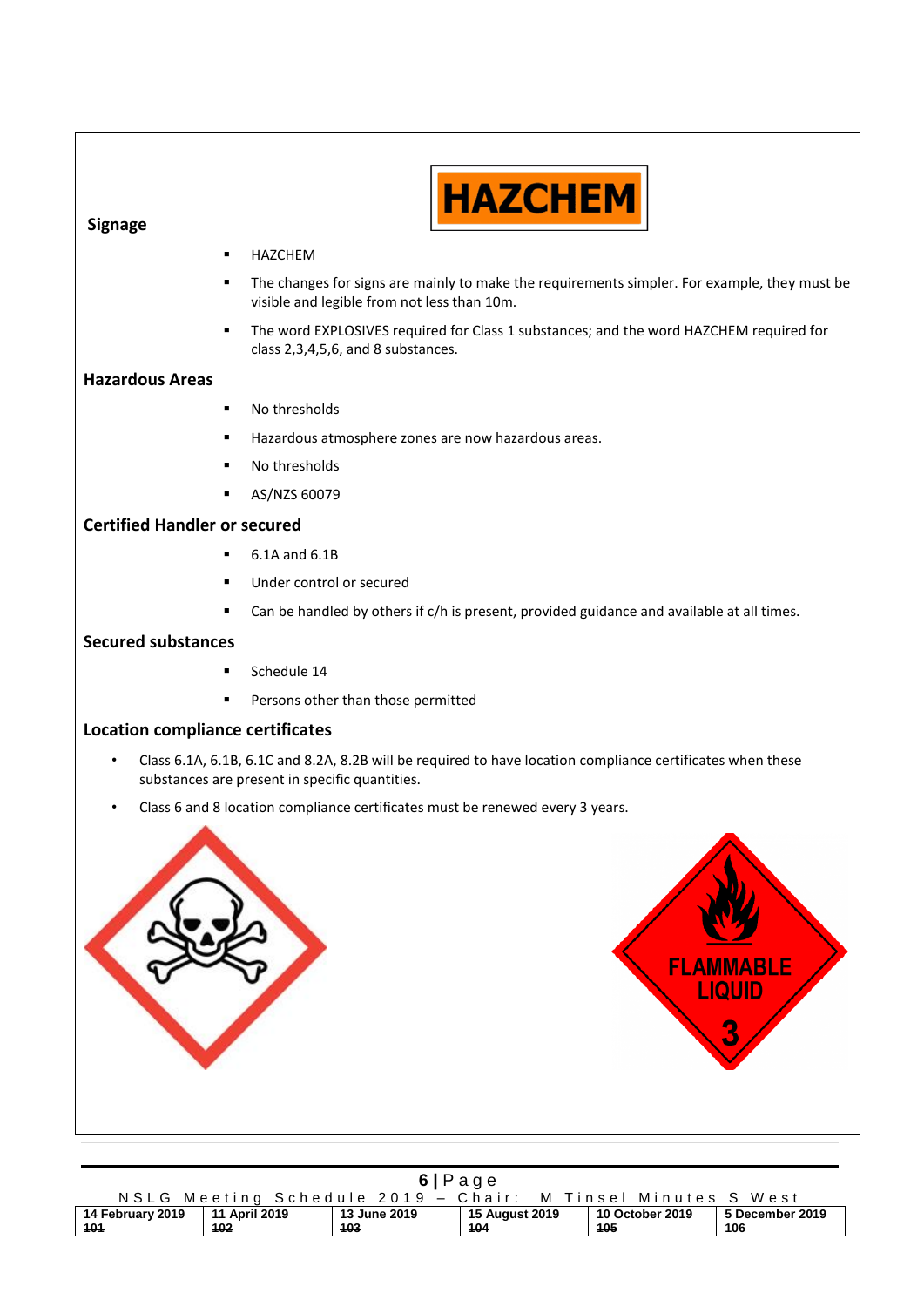## Signage

- HAZCHEM
- The changes for signs are mainly to make the requirements simpler. For example, they must be visible and legible from not less than 10m.
- The word EXPLOSIVES required for Class 1 substances; and the word HAZCHEM required for class 2,3,4,5,6, and 8 substances.

## Hazardous Areas

- No thresholds
- Hazardous atmosphere zones are now hazardous areas.
- No thresholds
- AS/NZS 60079

## Certified Handler or secured

- 6.1A and 6.1B
- Under control or secured
- Can be handled by others if c/h is present, provided guidance and available at all times.

## Secured substances

- Schedule 14
- Persons other than those permitted

## Location compliance certificates

- Class 6.1A, 6.1B, 6.1C and 8.2A, 8.2B will be required to have location compliance certificates when these substances are present in specific quantities.
- Class 6 and 8 location compliance certificates must be renewed every 3 years.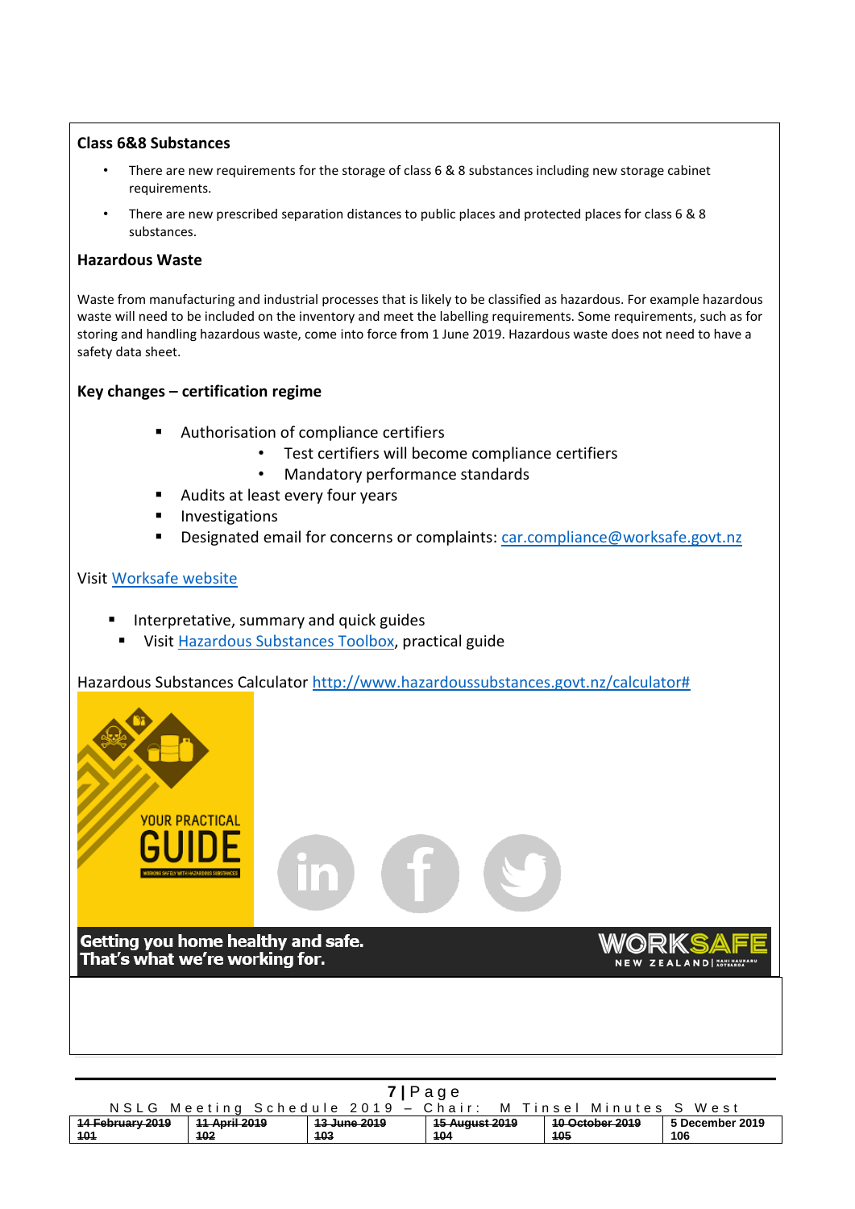### Class 6&8 Substances

- There are new requirements for the storage of class 6 & 8 substances including new storage cabinet requirements.
- There are new prescribed separation distances to public places and protected places for class 6 & 8 substances.

### Hazardous Waste

Waste from manufacturing and industrial processes that is likely to be classified as hazardous. For example hazardous waste will need to be included on the inventory and meet the labelling requirements. Some requirements, such as for storing and handling hazardous waste, come into force from 1 June 2019. Hazardous waste does not need to have a safety data sheet.

### Key changes – certification regime

- Authorisation of compliance certifiers
  - Test certifiers will become compliance certifiers
  - Mandatory performance standards
- Audits at least every four years
- Investigations
- Designated email for concerns or complaints: car.compliance@worksafe.govt.nz

Visit Worksafe website

- Interpretative, summary and quick guides
- Visit Hazardous Substances Toolbox, practical guide

Hazardous Substances Calculator http://www.hazardoussubstances.govt.nz/calculator#

YOUR PRACTICAL GUIDE

Getting you home healthy and safe.
That's what we're working for.

WORKSAFE NEW ZEALAND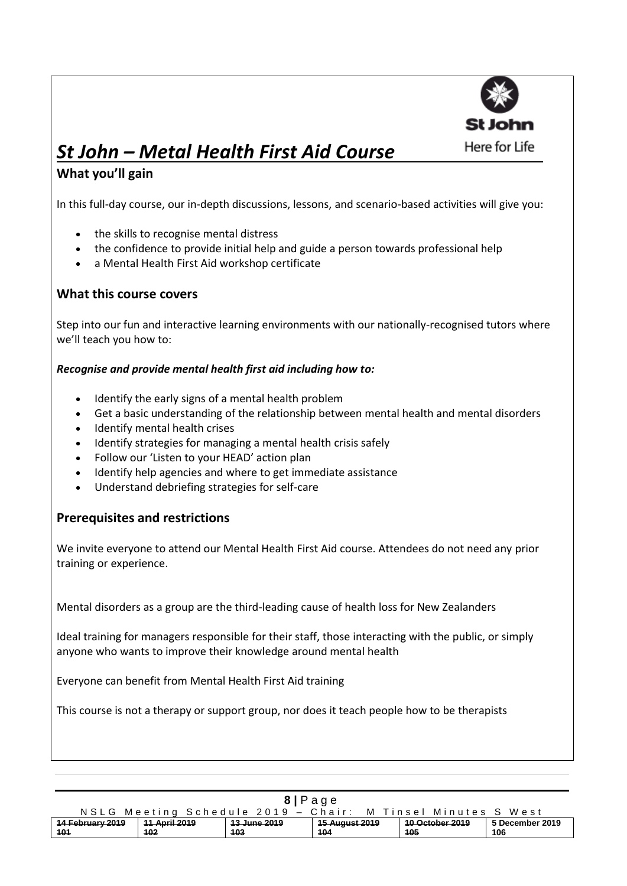# *St John – Metal Health First Aid Course*

St John
Here for Life

## What you'll gain

In this full-day course, our in-depth discussions, lessons, and scenario-based activities will give you:

- the skills to recognise mental distress
- the confidence to provide initial help and guide a person towards professional help
- a Mental Health First Aid workshop certificate

## What this course covers

Step into our fun and interactive learning environments with our nationally-recognised tutors where we'll teach you how to:

***Recognise and provide mental health first aid including how to:***

- Identify the early signs of a mental health problem
- Get a basic understanding of the relationship between mental health and mental disorders
- Identify mental health crises
- Identify strategies for managing a mental health crisis safely
- Follow our 'Listen to your HEAD' action plan
- Identify help agencies and where to get immediate assistance
- Understand debriefing strategies for self-care

## Prerequisites and restrictions

We invite everyone to attend our Mental Health First Aid course. Attendees do not need any prior training or experience.

Mental disorders as a group are the third-leading cause of health loss for New Zealanders

Ideal training for managers responsible for their staff, those interacting with the public, or simply anyone who wants to improve their knowledge around mental health

Everyone can benefit from Mental Health First Aid training

This course is not a therapy or support group, nor does it teach people how to be therapists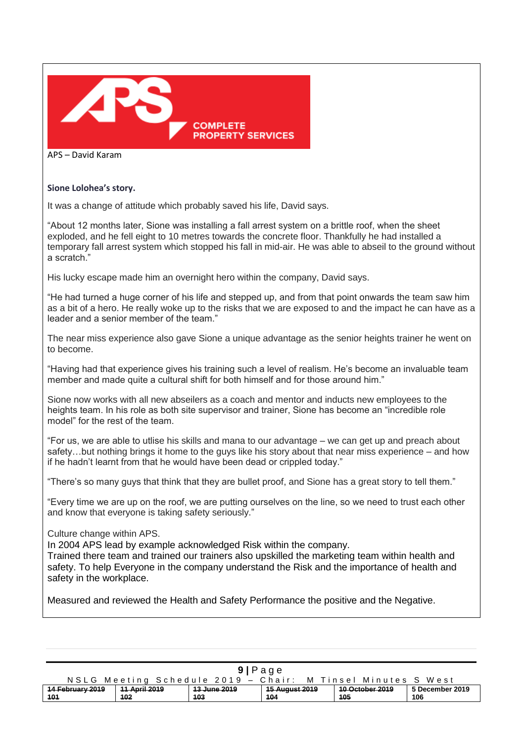APS – David Karam

**Sione Lolohea's story.**

It was a change of attitude which probably saved his life, David says.

"About 12 months later, Sione was installing a fall arrest system on a brittle roof, when the sheet exploded, and he fell eight to 10 metres towards the concrete floor. Thankfully he had installed a temporary fall arrest system which stopped his fall in mid-air. He was able to abseil to the ground without a scratch."

His lucky escape made him an overnight hero within the company, David says.

"He had turned a huge corner of his life and stepped up, and from that point onwards the team saw him as a bit of a hero. He really woke up to the risks that we are exposed to and the impact he can have as a leader and a senior member of the team."

The near miss experience also gave Sione a unique advantage as the senior heights trainer he went on to become.

"Having had that experience gives his training such a level of realism. He's become an invaluable team member and made quite a cultural shift for both himself and for those around him."

Sione now works with all new abseilers as a coach and mentor and inducts new employees to the heights team. In his role as both site supervisor and trainer, Sione has become an "incredible role model" for the rest of the team.

"For us, we are able to utlise his skills and mana to our advantage – we can get up and preach about safety…but nothing brings it home to the guys like his story about that near miss experience – and how if he hadn't learnt from that he would have been dead or crippled today."

"There's so many guys that think that they are bullet proof, and Sione has a great story to tell them."

"Every time we are up on the roof, we are putting ourselves on the line, so we need to trust each other and know that everyone is taking safety seriously."

Culture change within APS.
In 2004 APS lead by example acknowledged Risk within the company.
Trained there team and trained our trainers also upskilled the marketing team within health and safety. To help Everyone in the company understand the Risk and the importance of health and safety in the workplace.

Measured and reviewed the Health and Safety Performance the positive and the Negative.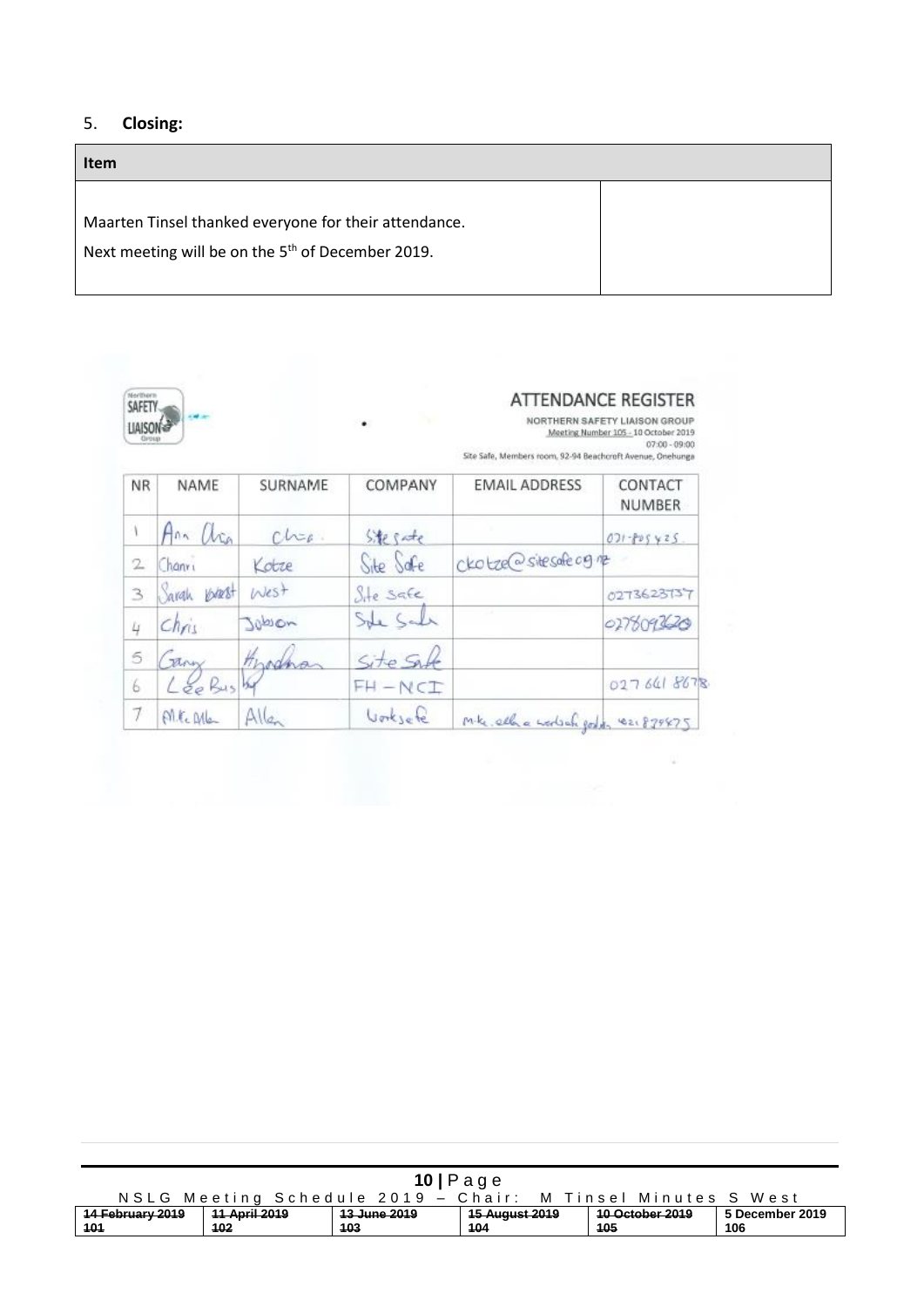## 5. **Closing:**

| Item | |
|---|---|
| Maarten Tinsel thanked everyone for their attendance.<br>Next meeting will be on the 5th of December 2019. | |

**ATTENDANCE REGISTER**

NORTHERN SAFETY LIAISON GROUP
Meeting Number 105 - 10 October 2019
07:00 - 09:00
Site Safe, Members room, 92-94 Beachcroft Avenue, Onehunga

| NR | NAME | SURNAME | COMPANY | EMAIL ADDRESS | CONTACT NUMBER |
|---|---|---|---|---|---|
| 1 | Ann Chen | Chen | Site Safe | | 021-805425 |
| 2 | Chanri | Kotze | Site Safe | ckotze@sitesafe.org.nz | |
| 3 | Sarah | West | Site Safe | | 0273623737 |
| 4 | Chris | Jobson | Site Safe | | 0278092620 |
| 5 | Gary | Hyndman | Site Safe | | |
| 6 | Lee Busby | | FH - NCI | | 027 661 8678 |
| 7 | Mike Allen | Allen | Worksafe | mike.allen@worksafe.govt.nz | 021 879875 |

NSLG Meeting Schedule 2019 – Chair: M Tinsel Minutes S West

| ~~14 February 2019 101~~ | ~~11 April 2019 102~~ | ~~13 June 2019 103~~ | ~~15 August 2019 104~~ | ~~10 October 2019 105~~ | 5 December 2019 106 |
|---|---|---|---|---|---|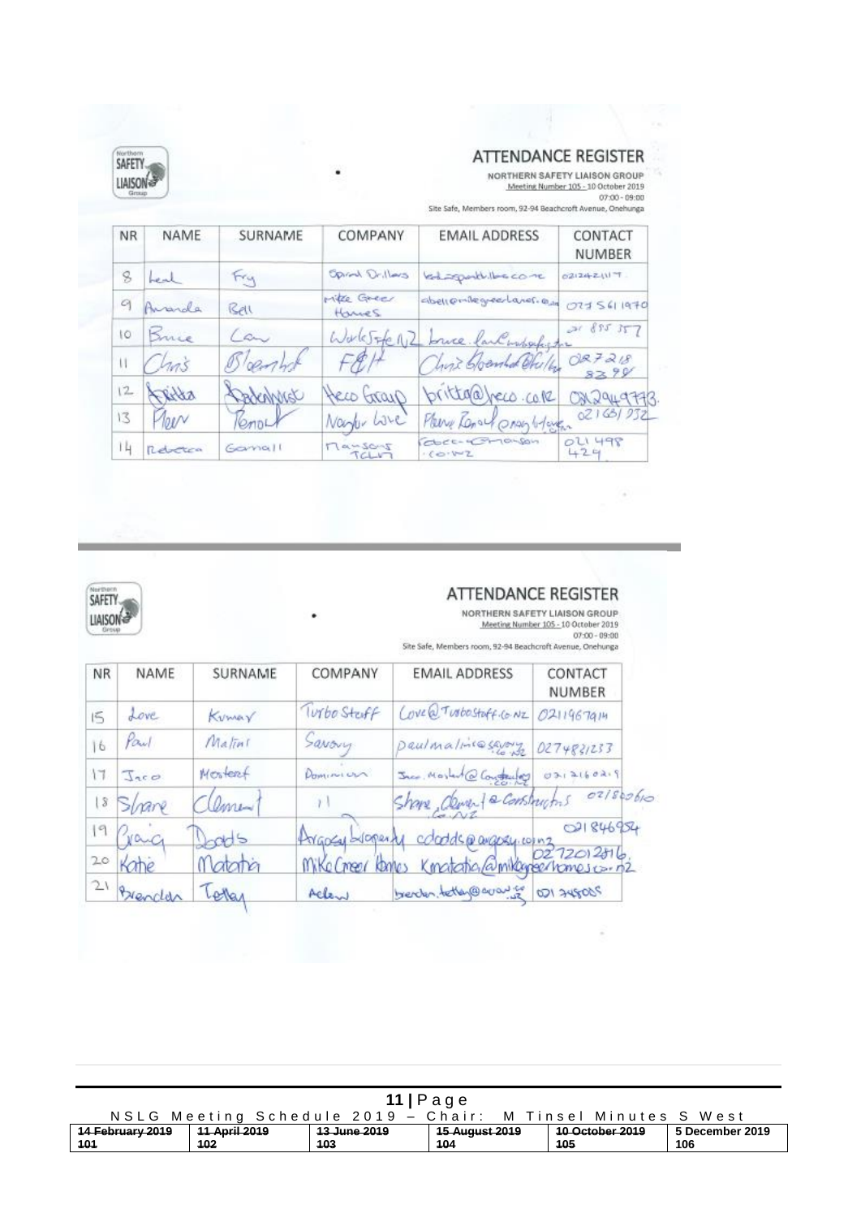# ATTENDANCE REGISTER

NORTHERN SAFETY LIAISON GROUP

Meeting Number 105 - 10 October 2019

07:00 - 09:00

Site Safe, Members room, 92-94 Beachcroft Avenue, Onehunga

| NR | NAME | SURNAME | COMPANY | EMAIL ADDRESS | CONTACT NUMBER |
|---|---|---|---|---|---|
| 8 | Leal | Fry | Spiral Drillers | leal@spiraldrillers.co.nz | 0212421117 |
| 9 | Amanda | Bell | Mike Greer Homes | abell@mikegreerhomes.co.nz | 021 561 1970 |
| 10 | Bruce | Law | WorkSafe NZ | bruce.law@worksafe.govt.nz | 021 895 357 |
| 11 | Chris | Bloomfield | F&H | chris.bloomfield@fh.co.nz | 027 218 8398 |
| 12 | Britta | Badenhorst | Heco Group | britta@heco.co.nz | 0212949773 |
| 13 | Pieter | Renou | Naylor Love | Pieter.Renou@naylorlove.co.nz | 021 631 932 |
| 14 | Rebecca | Gamall | Mansons TCLM | rebecca@mansons.co.nz | 021 498 429 |

# ATTENDANCE REGISTER

NORTHERN SAFETY LIAISON GROUP

Meeting Number 105 - 10 October 2019

07:00 - 09:00

Site Safe, Members room, 92-94 Beachcroft Avenue, Onehunga

| NR | NAME | SURNAME | COMPANY | EMAIL ADDRESS | CONTACT NUMBER |
|---|---|---|---|---|---|
| 15 | Love | Kumar | Turbo Staff | Love@Turbostaff.co.nz | 0211967914 |
| 16 | Paul | Malinc | Savory | paulmalinc@savory.co.nz | 0274831233 |
| 17 | Jaco | Mostert | Dominion | Jaco.Mostert@Construction.co.nz | 0212160219 |
| 18 | Shane | Clement | " | Shane.Clement@Construction.co.nz | 0218206lo |
| 19 | Craig | Dodds | Argosy Property | cdodds@argosy.co.nz | 021846954 |
| 20 | Katie | Matatia | Mike Greer Homes | Kmatatia@mikegreerhomes.co.nz | 0272012816 |
| 21 | Brendon | Tetley | Aclaw | brendon.tetley@aclaw.co.nz | 021 745005 |

NSLG Meeting Schedule 2019 – Chair: M Tinsel Minutes S West

| ~~14 February 2019 101~~ | ~~11 April 2019 102~~ | ~~13 June 2019 103~~ | ~~15 August 2019 104~~ | ~~10 October 2019 105~~ | 5 December 2019 106 |
|---|---|---|---|---|---|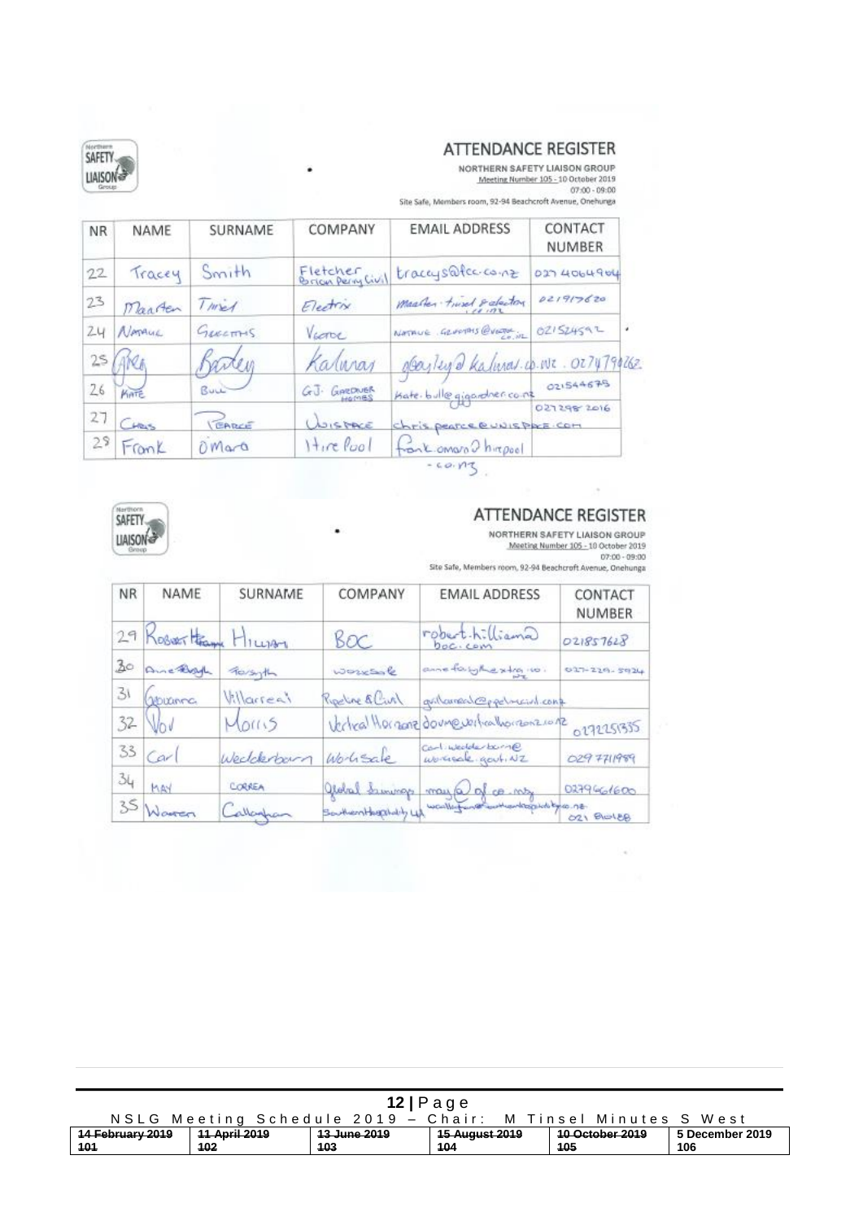# ATTENDANCE REGISTER

NORTHERN SAFETY LIAISON GROUP
Meeting Number 105 - 10 October 2019
07:00 - 09:00
Site Safe, Members room, 92-94 Beachcroft Avenue, Onehunga

| NR | NAME | SURNAME | COMPANY | EMAIL ADDRESS | CONTACT NUMBER |
|---|---|---|---|---|---|
| 22 | Tracey | Smith | Fletcher Brian Perry Civil | traceys@fcc.co.nz | 027 4064904 |
| 23 | Maarten | Tinsel | Electrix | maarten.tinsel@electrix.co.nz | 021917620 |
| 24 | Natalie | Gerritts | Vector | natalie.gerritts@vector.co.nz | 021524592 |
| 25 | Greg | Bailey | Kalunai | gbailey@kalunai.co.nz | 0274790262 |
| 26 | Kate | Bull | G.J. Gardner Homes | kate.bull@gjgardner.co.nz | 021544675 |
| 27 | Chris | Pearce | Unispace | chris.pearce@unispace.com | 027298 2016 |
| 28 | Frank | O'Mara | Hire Pool | frank.omara@hirepool.co.nz | |

# ATTENDANCE REGISTER

NORTHERN SAFETY LIAISON GROUP
Meeting Number 105 - 10 October 2019
07:00 - 09:00
Site Safe, Members room, 92-94 Beachcroft Avenue, Onehunga

| NR | NAME | SURNAME | COMPANY | EMAIL ADDRESS | CONTACT NUMBER |
|---|---|---|---|---|---|
| 29 | Robert | Hilliam | BOC | robert.hilliam@boc.com | 021857628 |
| 30 | Anne | Forsyth | Worksafe | anne.forsyth@extra.co.nz | 027-229-5924 |
| 31 | Giovanna | Villarreal | Pipeline & Civil | gvillarreal@ppelnecivil.co.nz | |
| 32 | Vov | Morris | Vertical Horizonz | dovm@verticalhorizonz.co.nz | 0272251335 |
| 33 | Carl | Wedderburn | WorkSafe | carl.wedderburn@worksafe.govt.nz | 029 7711989 |
| 34 | May | Correa | Global Summons | may@gf.co.nz | 0279661600 |
| 35 | Warren | Callaghan | Southern Hospitality Ltd | wcallaghan@southernhospitality.co.nz | 021 810188 |

| ~~14 February 2019 101~~ | ~~11 April 2019 102~~ | ~~13 June 2019 103~~ | ~~15 August 2019 104~~ | ~~10 October 2019 105~~ | 5 December 2019 106 |
|---|---|---|---|---|---|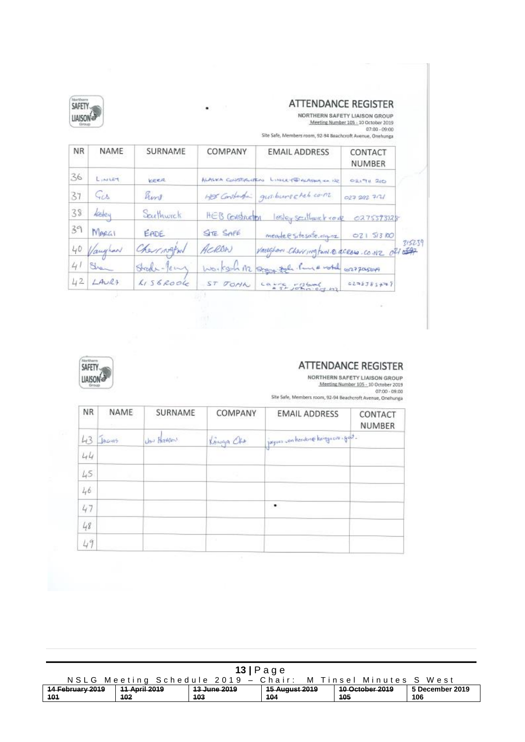## ATTENDANCE REGISTER

NORTHERN SAFETY LIAISON GROUP
Meeting Number 105 - 10 October 2019
07:00 - 09:00
Site Safe, Members room, 92-94 Beachcroft Avenue, Onehunga

| NR | NAME | SURNAME | COMPANY | EMAIL ADDRESS | CONTACT NUMBER |
|---|---|---|---|---|---|
| 36 | LINLEY | KEER | ALASKA CONSTRUCTION | LINLEY@ALASKA.co.NZ | 021911 210 |
| 37 | Gus | Burns | HEB Construction | gus.burns@heb.co.nz | 027 292 7121 |
| 38 | Lesley | Southwick | HEB Construction | lesley.southwick@heb.co.nz | 0275573128 |
| 39 | MARGI | EADE | SITE SAFE | meade@sitesafe.org.nz | 021 513 100 |
| 40 | Vaughan | Cherrington | ACROW | vaughan.cherrington@acrow.co.nz | 021 315239 |
| 41 | Shane | Stodart-Perry | Worksafe NZ | shane.stodart-perry@worksafe... | 0277050149 |
| 42 | LAURA | KISSBROOK | ST JOHN | laura.kissbrook@stjohn.org.nz | 0275385797 |

## ATTENDANCE REGISTER

NORTHERN SAFETY LIAISON GROUP
Meeting Number 105 - 10 October 2019
07:00 - 09:00
Site Safe, Members room, 92-94 Beachcroft Avenue, Onehunga

| NR | NAME | SURNAME | COMPANY | EMAIL ADDRESS | CONTACT NUMBER |
|---|---|---|---|---|---|
| 43 | Jacques | van Heerden | Kainga Ora | jacques.vanheerden@kaingaora.govt. | |
| 44 | | | | | |
| 45 | | | | | |
| 46 | | | | | |
| 47 | | | | | |
| 48 | | | | | |
| 49 | | | | | |

NSLG Meeting Schedule 2019 – Chair: M Tinsel Minutes S West

| | | | | | |
|---|---|---|---|---|---|
| ~~14 February 2019 101~~ | ~~11 April 2019 102~~ | ~~13 June 2019 103~~ | ~~15 August 2019 104~~ | ~~10 October 2019 105~~ | **5 December 2019 106** |